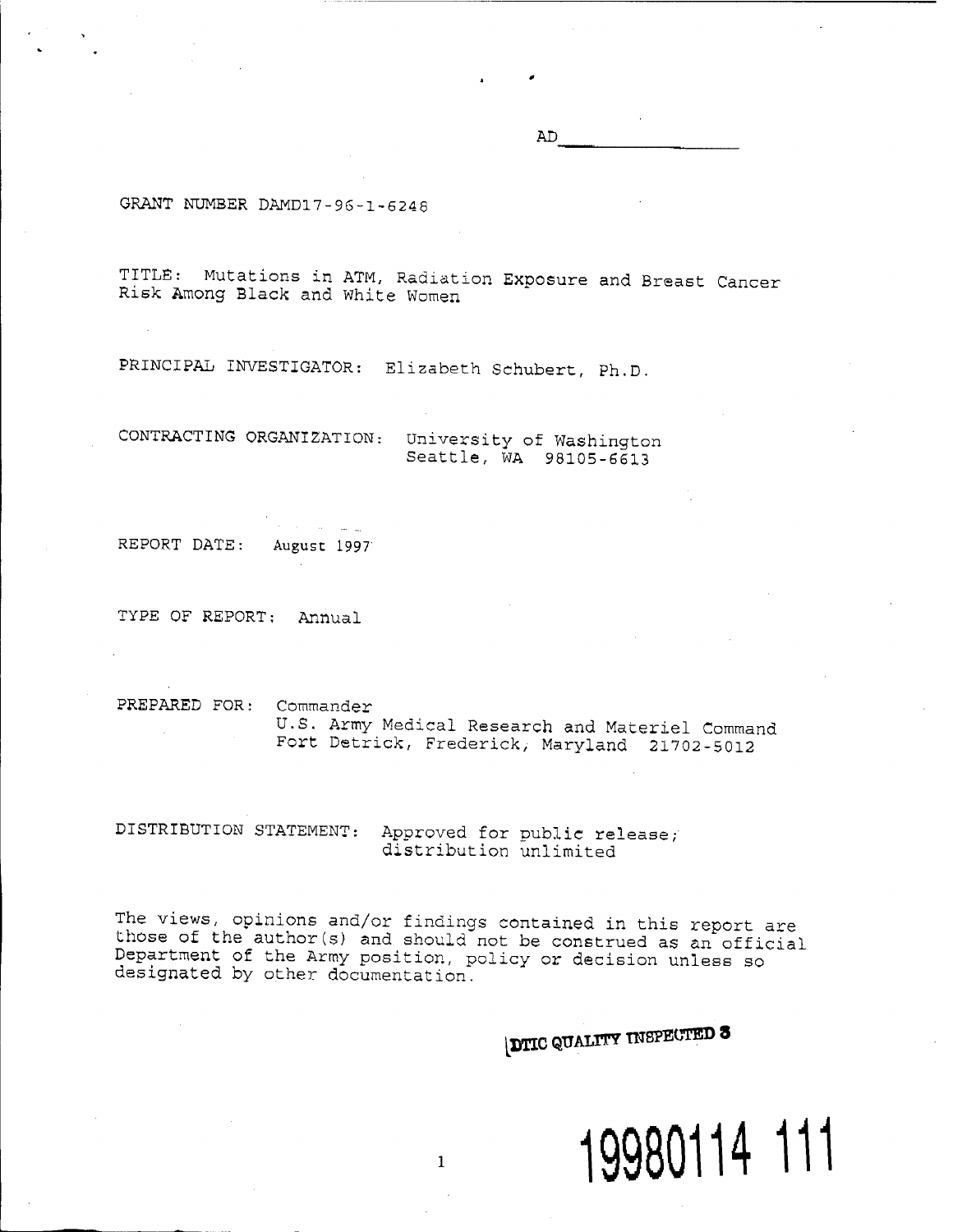AD\_\_\_\_\_\_\_\_\_\_\_\_\_\_\_\_

GRANT NUMBER DAMD17-96-1-6248

TITLE: Mutations in ATM, Radiation Exposure and Breast Cancer Risk Among Black and White Women

PRINCIPAL INVESTIGATOR: Elizabeth Schubert, Ph.D.

CONTRACTING ORGANIZATION: University of Washington
Seattle, WA 98105-6613

REPORT DATE: August 1997

TYPE OF REPORT: Annual

PREPARED FOR: Commander
U.S. Army Medical Research and Materiel Command
Fort Detrick, Frederick, Maryland 21702-5012

DISTRIBUTION STATEMENT: Approved for public release; distribution unlimited

The views, opinions and/or findings contained in this report are those of the author(s) and should not be construed as an official Department of the Army position, policy or decision unless so designated by other documentation.

DTIC QUALITY INSPECTED 3

19980114 111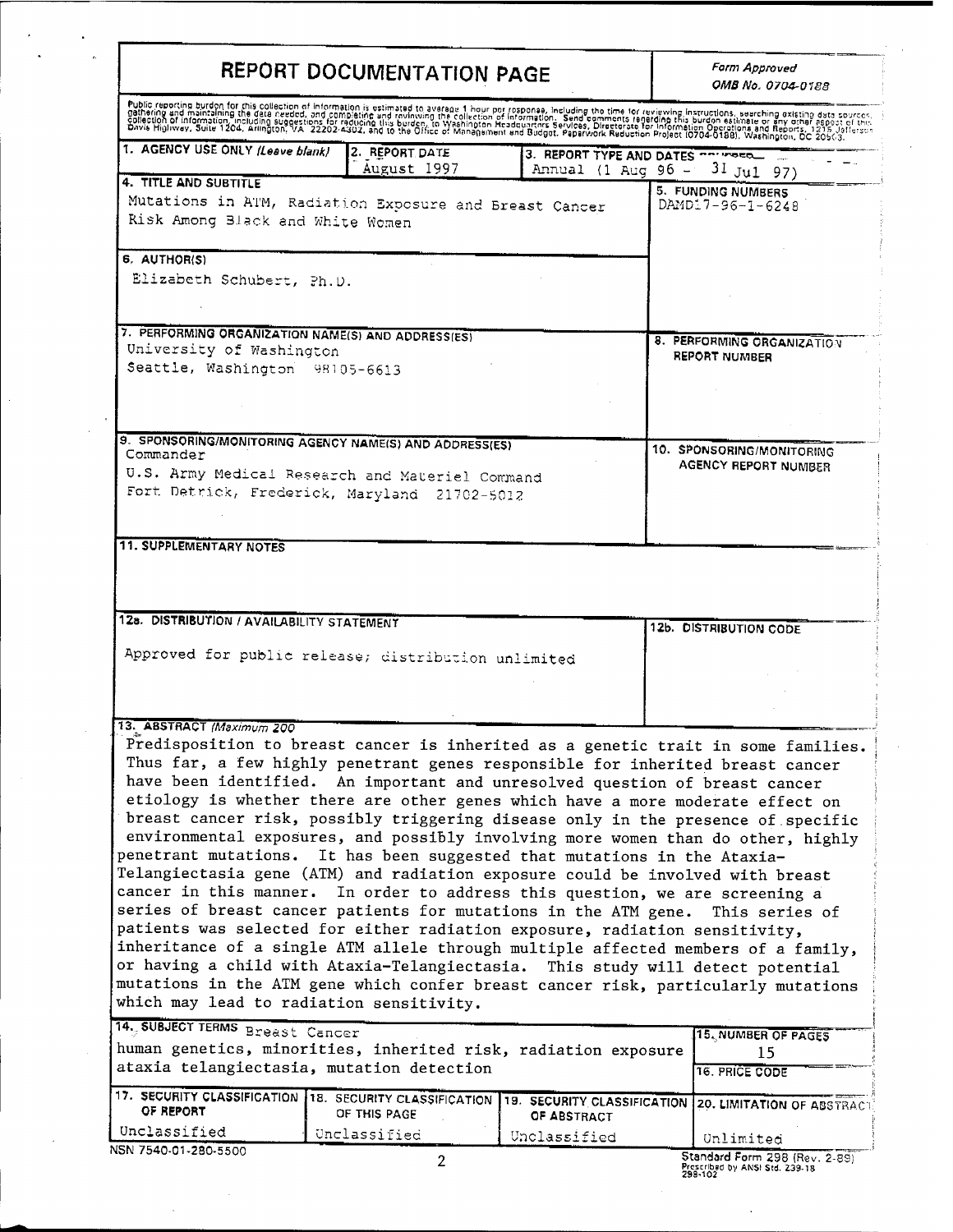# REPORT DOCUMENTATION PAGE

*Form Approved*
*OMB No. 0704-0188*

Public reporting burden for this collection of information is estimated to average 1 hour per response, including the time for reviewing instructions, searching existing data sources, gathering and maintaining the data needed, and completing and reviewing the collection of information. Send comments regarding this burden estimate or any other aspect of this collection of information, including suggestions for reducing this burden, to Washington Headquarters Services, Directorate for Information Operations and Reports, 1215 Jefferson Davis Highway, Suite 1204, Arlington, VA 22202-4302, and to the Office of Management and Budget, Paperwork Reduction Project (0704-0188), Washington, DC 20503.

| 1. AGENCY USE ONLY *(Leave blank)* | 2. REPORT DATE | 3. REPORT TYPE AND DATES COVERED |
|---|---|---|
| | August 1997 | Annual (1 Aug 96 - 31 Jul 97) |

**4. TITLE AND SUBTITLE**
Mutations in ATM, Radiation Exposure and Breast Cancer Risk Among Black and White Women

**5. FUNDING NUMBERS**
DAMD17-96-1-6248

**6. AUTHOR(S)**
Elizabeth Schubert, Ph.D.

**7. PERFORMING ORGANIZATION NAME(S) AND ADDRESS(ES)**
University of Washington
Seattle, Washington 98105-6613

**8. PERFORMING ORGANIZATION REPORT NUMBER**

**9. SPONSORING/MONITORING AGENCY NAME(S) AND ADDRESS(ES)**
Commander
U.S. Army Medical Research and Materiel Command
Fort Detrick, Frederick, Maryland 21702-5012

**10. SPONSORING/MONITORING AGENCY REPORT NUMBER**

**11. SUPPLEMENTARY NOTES**

**12a. DISTRIBUTION / AVAILABILITY STATEMENT**
Approved for public release; distribution unlimited

**12b. DISTRIBUTION CODE**

**13. ABSTRACT** *(Maximum 200*

Predisposition to breast cancer is inherited as a genetic trait in some families. Thus far, a few highly penetrant genes responsible for inherited breast cancer have been identified. An important and unresolved question of breast cancer etiology is whether there are other genes which have a more moderate effect on breast cancer risk, possibly triggering disease only in the presence of specific environmental exposures, and possibly involving more women than do other, highly penetrant mutations. It has been suggested that mutations in the Ataxia-Telangiectasia gene (ATM) and radiation exposure could be involved with breast cancer in this manner. In order to address this question, we are screening a series of breast cancer patients for mutations in the ATM gene. This series of patients was selected for either radiation exposure, radiation sensitivity, inheritance of a single ATM allele through multiple affected members of a family, or having a child with Ataxia-Telangiectasia. This study will detect potential mutations in the ATM gene which confer breast cancer risk, particularly mutations which may lead to radiation sensitivity.

**14. SUBJECT TERMS** Breast Cancer
human genetics, minorities, inherited risk, radiation exposure ataxia telangiectasia, mutation detection

**15. NUMBER OF PAGES**
15

**16. PRICE CODE**

| 17. SECURITY CLASSIFICATION OF REPORT | 18. SECURITY CLASSIFICATION OF THIS PAGE | 19. SECURITY CLASSIFICATION OF ABSTRACT | 20. LIMITATION OF ABSTRACT |
|---|---|---|---|
| Unclassified | Unclassified | Unclassified | Unlimited |

NSN 7540-01-280-5500

Standard Form 298 (Rev. 2-89)
Prescribed by ANSI Std. Z39-18
298-102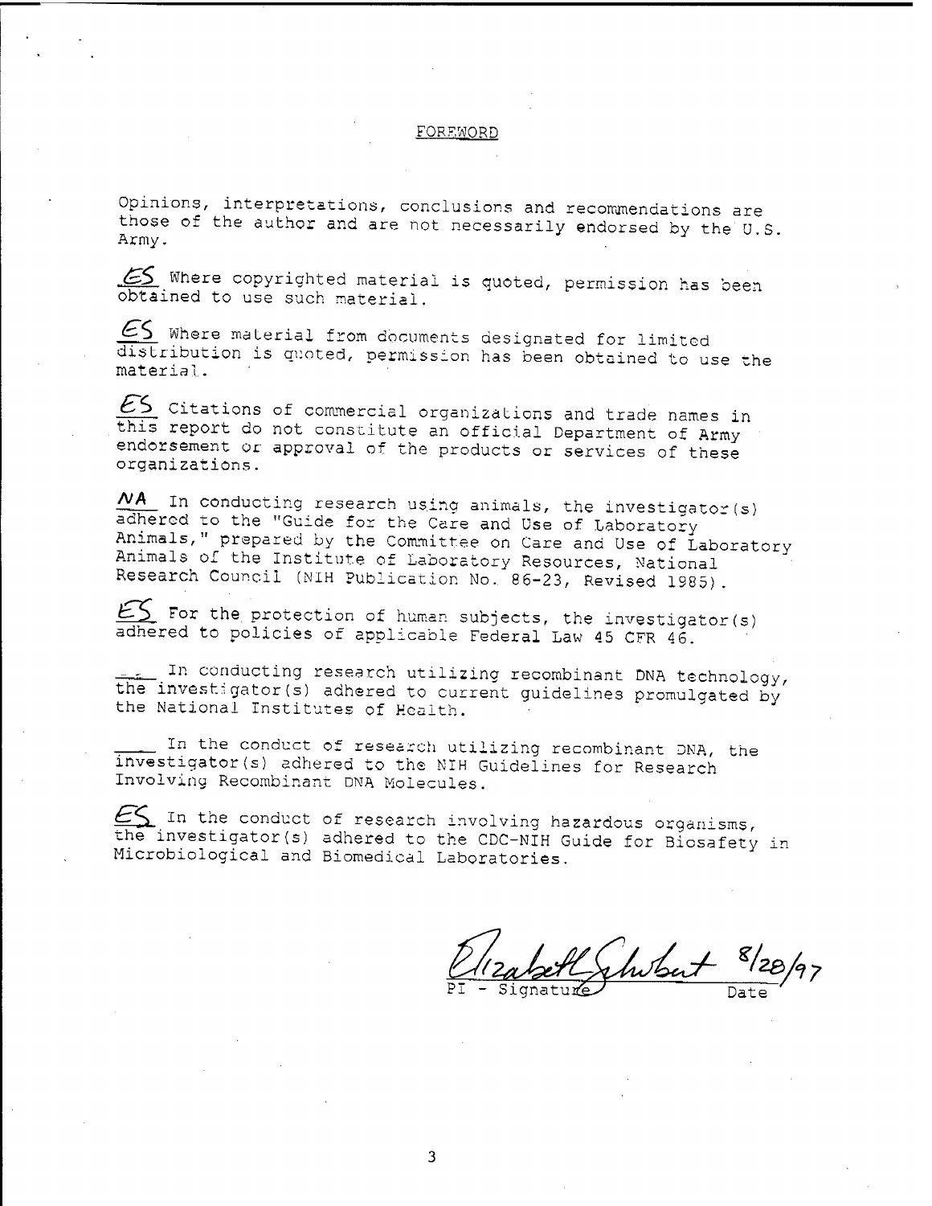## FOREWORD

Opinions, interpretations, conclusions and recommendations are those of the author and are not necessarily endorsed by the U.S. Army.

ES Where copyrighted material is quoted, permission has been obtained to use such material.

ES Where material from documents designated for limited distribution is quoted, permission has been obtained to use the material.

ES Citations of commercial organizations and trade names in this report do not constitute an official Department of Army endorsement or approval of the products or services of these organizations.

NA In conducting research using animals, the investigator(s) adhered to the "Guide for the Care and Use of Laboratory Animals," prepared by the Committee on Care and Use of Laboratory Animals of the Institute of Laboratory Resources, National Research Council (NIH Publication No. 86-23, Revised 1985).

ES For the protection of human subjects, the investigator(s) adhered to policies of applicable Federal Law 45 CFR 46.

\_\_\_ In conducting research utilizing recombinant DNA technology, the investigator(s) adhered to current guidelines promulgated by the National Institutes of Health.

\_\_\_ In the conduct of research utilizing recombinant DNA, the investigator(s) adhered to the NIH Guidelines for Research Involving Recombinant DNA Molecules.

ES In the conduct of research involving hazardous organisms, the investigator(s) adhered to the CDC-NIH Guide for Biosafety in Microbiological and Biomedical Laboratories.

Elizabeth Schubert 8/28/97

PI - Signature Date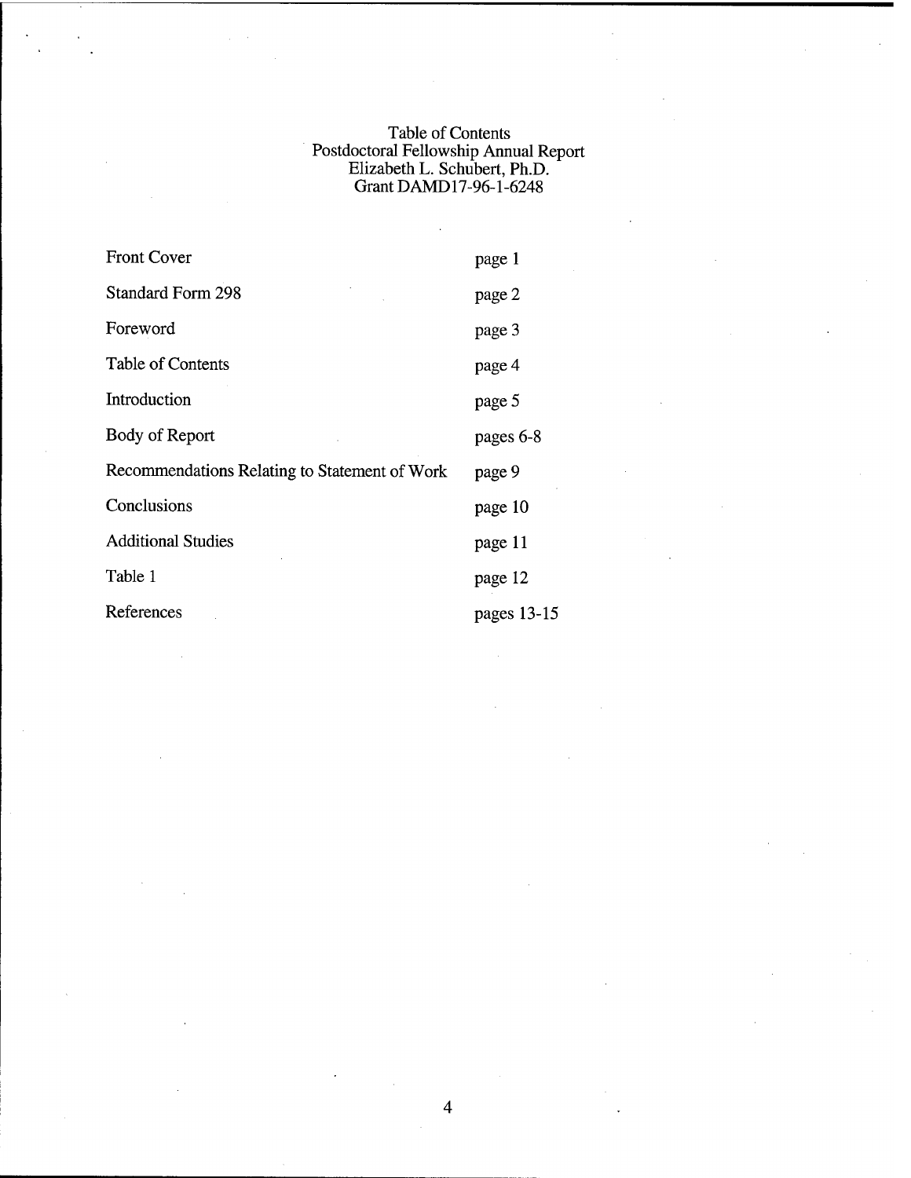# Table of Contents

Postdoctoral Fellowship Annual Report
Elizabeth L. Schubert, Ph.D.
Grant DAMD17-96-1-6248

| | |
|---|---|
| Front Cover | page 1 |
| Standard Form 298 | page 2 |
| Foreword | page 3 |
| Table of Contents | page 4 |
| Introduction | page 5 |
| Body of Report | pages 6-8 |
| Recommendations Relating to Statement of Work | page 9 |
| Conclusions | page 10 |
| Additional Studies | page 11 |
| Table 1 | page 12 |
| References | pages 13-15 |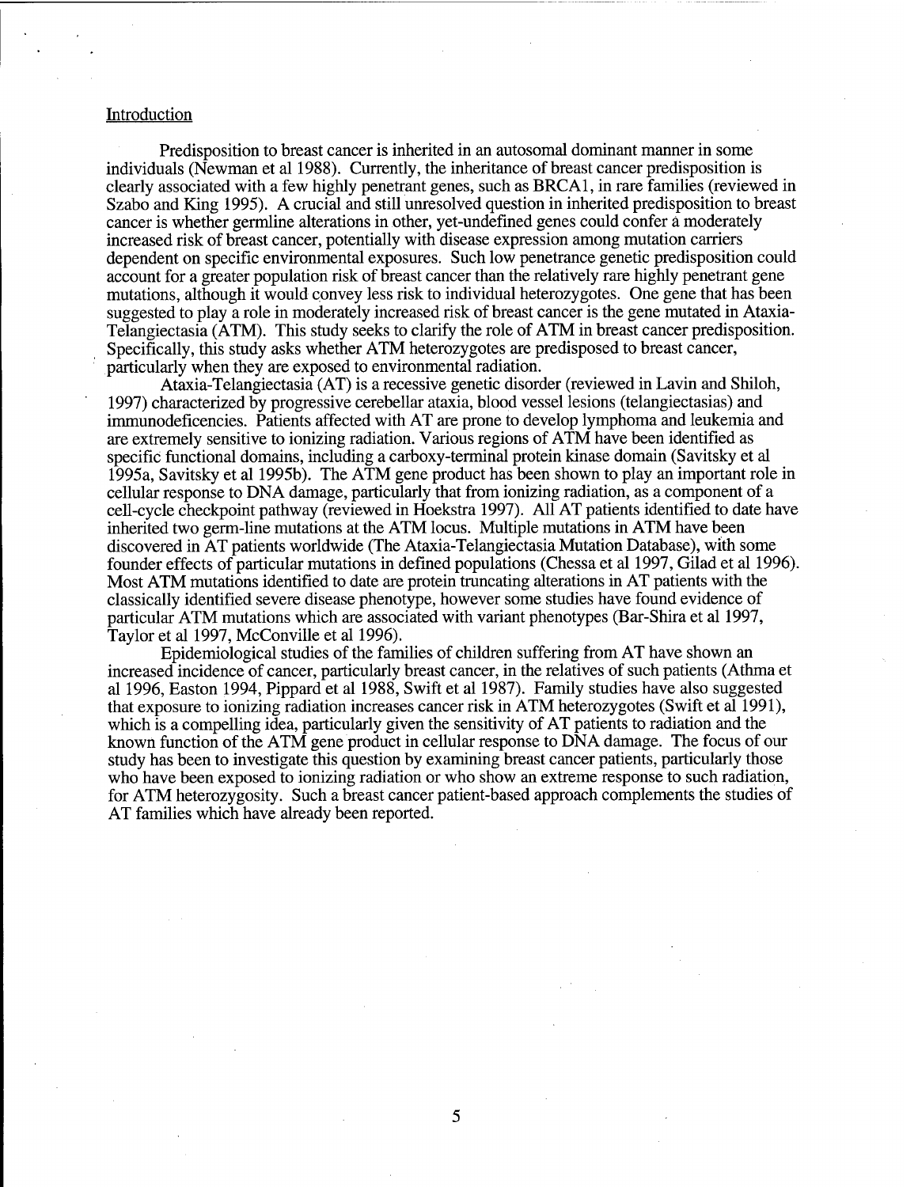## Introduction

Predisposition to breast cancer is inherited in an autosomal dominant manner in some individuals (Newman et al 1988). Currently, the inheritance of breast cancer predisposition is clearly associated with a few highly penetrant genes, such as BRCA1, in rare families (reviewed in Szabo and King 1995). A crucial and still unresolved question in inherited predisposition to breast cancer is whether germline alterations in other, yet-undefined genes could confer a moderately increased risk of breast cancer, potentially with disease expression among mutation carriers dependent on specific environmental exposures. Such low penetrance genetic predisposition could account for a greater population risk of breast cancer than the relatively rare highly penetrant gene mutations, although it would convey less risk to individual heterozygotes. One gene that has been suggested to play a role in moderately increased risk of breast cancer is the gene mutated in Ataxia-Telangiectasia (ATM). This study seeks to clarify the role of ATM in breast cancer predisposition. Specifically, this study asks whether ATM heterozygotes are predisposed to breast cancer, particularly when they are exposed to environmental radiation.

Ataxia-Telangiectasia (AT) is a recessive genetic disorder (reviewed in Lavin and Shiloh, 1997) characterized by progressive cerebellar ataxia, blood vessel lesions (telangiectasias) and immunodeficencies. Patients affected with AT are prone to develop lymphoma and leukemia and are extremely sensitive to ionizing radiation. Various regions of ATM have been identified as specific functional domains, including a carboxy-terminal protein kinase domain (Savitsky et al 1995a, Savitsky et al 1995b). The ATM gene product has been shown to play an important role in cellular response to DNA damage, particularly that from ionizing radiation, as a component of a cell-cycle checkpoint pathway (reviewed in Hoekstra 1997). All AT patients identified to date have inherited two germ-line mutations at the ATM locus. Multiple mutations in ATM have been discovered in AT patients worldwide (The Ataxia-Telangiectasia Mutation Database), with some founder effects of particular mutations in defined populations (Chessa et al 1997, Gilad et al 1996). Most ATM mutations identified to date are protein truncating alterations in AT patients with the classically identified severe disease phenotype, however some studies have found evidence of particular ATM mutations which are associated with variant phenotypes (Bar-Shira et al 1997, Taylor et al 1997, McConville et al 1996).

Epidemiological studies of the families of children suffering from AT have shown an increased incidence of cancer, particularly breast cancer, in the relatives of such patients (Athma et al 1996, Easton 1994, Pippard et al 1988, Swift et al 1987). Family studies have also suggested that exposure to ionizing radiation increases cancer risk in ATM heterozygotes (Swift et al 1991), which is a compelling idea, particularly given the sensitivity of AT patients to radiation and the known function of the ATM gene product in cellular response to DNA damage. The focus of our study has been to investigate this question by examining breast cancer patients, particularly those who have been exposed to ionizing radiation or who show an extreme response to such radiation, for ATM heterozygosity. Such a breast cancer patient-based approach complements the studies of AT families which have already been reported.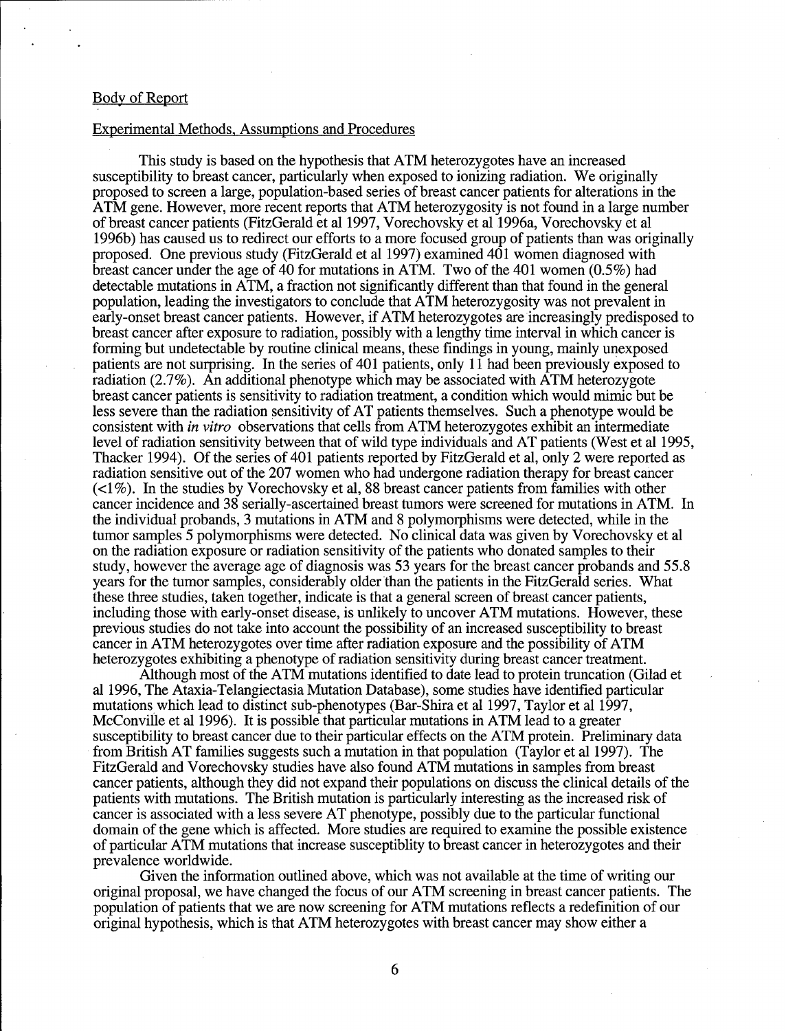## Body of Report

## Experimental Methods, Assumptions and Procedures

This study is based on the hypothesis that ATM heterozygotes have an increased susceptibility to breast cancer, particularly when exposed to ionizing radiation. We originally proposed to screen a large, population-based series of breast cancer patients for alterations in the ATM gene. However, more recent reports that ATM heterozygosity is not found in a large number of breast cancer patients (FitzGerald et al 1997, Vorechovsky et al 1996a, Vorechovsky et al 1996b) has caused us to redirect our efforts to a more focused group of patients than was originally proposed. One previous study (FitzGerald et al 1997) examined 401 women diagnosed with breast cancer under the age of 40 for mutations in ATM. Two of the 401 women (0.5%) had detectable mutations in ATM, a fraction not significantly different than that found in the general population, leading the investigators to conclude that ATM heterozygosity was not prevalent in early-onset breast cancer patients. However, if ATM heterozygotes are increasingly predisposed to breast cancer after exposure to radiation, possibly with a lengthy time interval in which cancer is forming but undetectable by routine clinical means, these findings in young, mainly unexposed patients are not surprising. In the series of 401 patients, only 11 had been previously exposed to radiation (2.7%). An additional phenotype which may be associated with ATM heterozygote breast cancer patients is sensitivity to radiation treatment, a condition which would mimic but be less severe than the radiation sensitivity of AT patients themselves. Such a phenotype would be consistent with *in vitro* observations that cells from ATM heterozygotes exhibit an intermediate level of radiation sensitivity between that of wild type individuals and AT patients (West et al 1995, Thacker 1994). Of the series of 401 patients reported by FitzGerald et al, only 2 were reported as radiation sensitive out of the 207 women who had undergone radiation therapy for breast cancer (<1%). In the studies by Vorechovsky et al, 88 breast cancer patients from families with other cancer incidence and 38 serially-ascertained breast tumors were screened for mutations in ATM. In the individual probands, 3 mutations in ATM and 8 polymorphisms were detected, while in the tumor samples 5 polymorphisms were detected. No clinical data was given by Vorechovsky et al on the radiation exposure or radiation sensitivity of the patients who donated samples to their study, however the average age of diagnosis was 53 years for the breast cancer probands and 55.8 years for the tumor samples, considerably older than the patients in the FitzGerald series. What these three studies, taken together, indicate is that a general screen of breast cancer patients, including those with early-onset disease, is unlikely to uncover ATM mutations. However, these previous studies do not take into account the possibility of an increased susceptibility to breast cancer in ATM heterozygotes over time after radiation exposure and the possibility of ATM heterozygotes exhibiting a phenotype of radiation sensitivity during breast cancer treatment.

Although most of the ATM mutations identified to date lead to protein truncation (Gilad et al 1996, The Ataxia-Telangiectasia Mutation Database), some studies have identified particular mutations which lead to distinct sub-phenotypes (Bar-Shira et al 1997, Taylor et al 1997, McConville et al 1996). It is possible that particular mutations in ATM lead to a greater susceptibility to breast cancer due to their particular effects on the ATM protein. Preliminary data from British AT families suggests such a mutation in that population (Taylor et al 1997). The FitzGerald and Vorechovsky studies have also found ATM mutations in samples from breast cancer patients, although they did not expand their populations on discuss the clinical details of the patients with mutations. The British mutation is particularly interesting as the increased risk of cancer is associated with a less severe AT phenotype, possibly due to the particular functional domain of the gene which is affected. More studies are required to examine the possible existence of particular ATM mutations that increase susceptiblity to breast cancer in heterozygotes and their prevalence worldwide.

Given the information outlined above, which was not available at the time of writing our original proposal, we have changed the focus of our ATM screening in breast cancer patients. The population of patients that we are now screening for ATM mutations reflects a redefinition of our original hypothesis, which is that ATM heterozygotes with breast cancer may show either a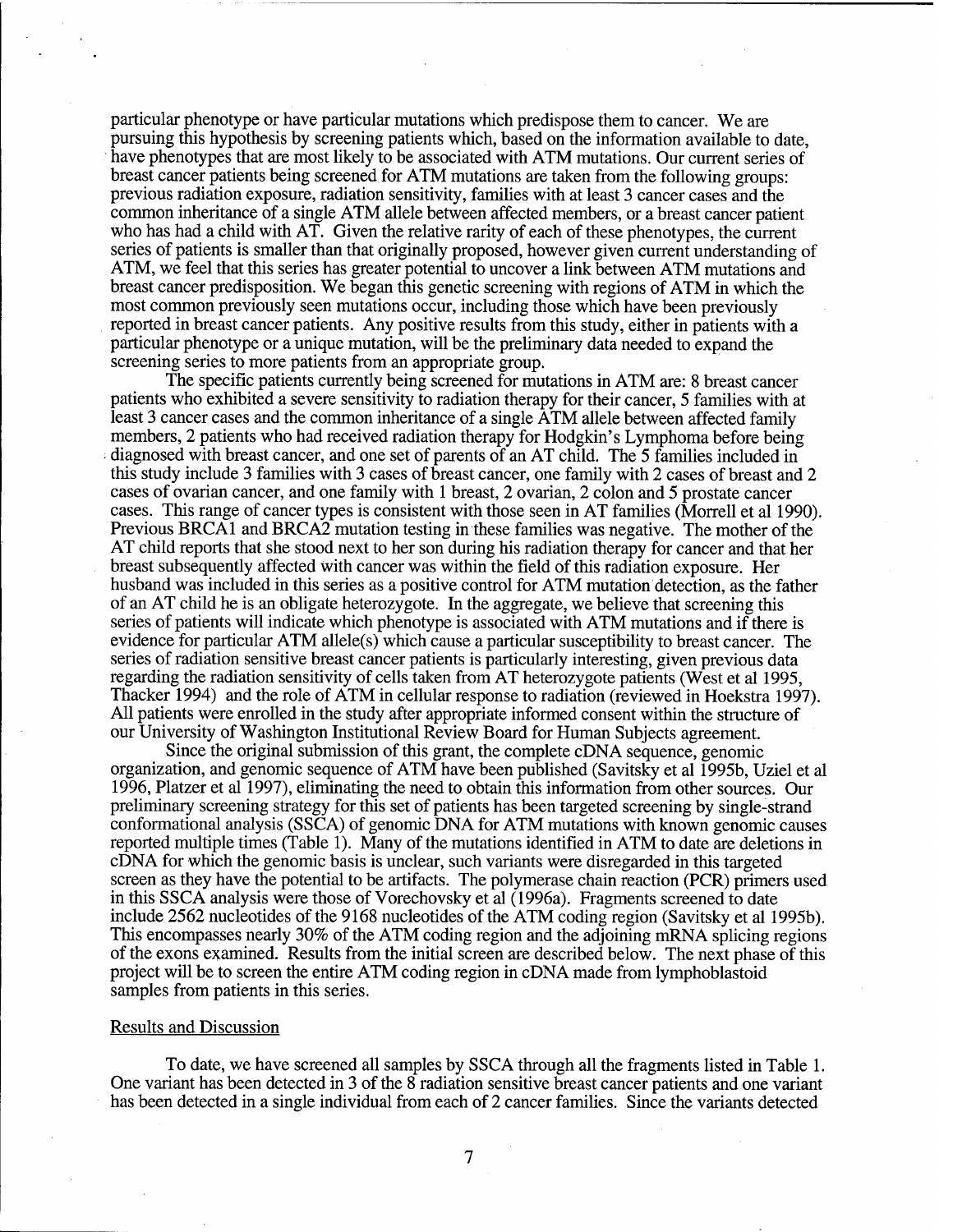particular phenotype or have particular mutations which predispose them to cancer. We are pursuing this hypothesis by screening patients which, based on the information available to date, have phenotypes that are most likely to be associated with ATM mutations. Our current series of breast cancer patients being screened for ATM mutations are taken from the following groups: previous radiation exposure, radiation sensitivity, families with at least 3 cancer cases and the common inheritance of a single ATM allele between affected members, or a breast cancer patient who has had a child with AT. Given the relative rarity of each of these phenotypes, the current series of patients is smaller than that originally proposed, however given current understanding of ATM, we feel that this series has greater potential to uncover a link between ATM mutations and breast cancer predisposition. We began this genetic screening with regions of ATM in which the most common previously seen mutations occur, including those which have been previously reported in breast cancer patients. Any positive results from this study, either in patients with a particular phenotype or a unique mutation, will be the preliminary data needed to expand the screening series to more patients from an appropriate group.

The specific patients currently being screened for mutations in ATM are: 8 breast cancer patients who exhibited a severe sensitivity to radiation therapy for their cancer, 5 families with at least 3 cancer cases and the common inheritance of a single ATM allele between affected family members, 2 patients who had received radiation therapy for Hodgkin's Lymphoma before being diagnosed with breast cancer, and one set of parents of an AT child. The 5 families included in this study include 3 families with 3 cases of breast cancer, one family with 2 cases of breast and 2 cases of ovarian cancer, and one family with 1 breast, 2 ovarian, 2 colon and 5 prostate cancer cases. This range of cancer types is consistent with those seen in AT families (Morrell et al 1990). Previous BRCA1 and BRCA2 mutation testing in these families was negative. The mother of the AT child reports that she stood next to her son during his radiation therapy for cancer and that her breast subsequently affected with cancer was within the field of this radiation exposure. Her husband was included in this series as a positive control for ATM mutation detection, as the father of an AT child he is an obligate heterozygote. In the aggregate, we believe that screening this series of patients will indicate which phenotype is associated with ATM mutations and if there is evidence for particular ATM allele(s) which cause a particular susceptibility to breast cancer. The series of radiation sensitive breast cancer patients is particularly interesting, given previous data regarding the radiation sensitivity of cells taken from AT heterozygote patients (West et al 1995, Thacker 1994) and the role of ATM in cellular response to radiation (reviewed in Hoekstra 1997). All patients were enrolled in the study after appropriate informed consent within the structure of our University of Washington Institutional Review Board for Human Subjects agreement.

Since the original submission of this grant, the complete cDNA sequence, genomic organization, and genomic sequence of ATM have been published (Savitsky et al 1995b, Uziel et al 1996, Platzer et al 1997), eliminating the need to obtain this information from other sources. Our preliminary screening strategy for this set of patients has been targeted screening by single-strand conformational analysis (SSCA) of genomic DNA for ATM mutations with known genomic causes reported multiple times (Table 1). Many of the mutations identified in ATM to date are deletions in cDNA for which the genomic basis is unclear, such variants were disregarded in this targeted screen as they have the potential to be artifacts. The polymerase chain reaction (PCR) primers used in this SSCA analysis were those of Vorechovsky et al (1996a). Fragments screened to date include 2562 nucleotides of the 9168 nucleotides of the ATM coding region (Savitsky et al 1995b). This encompasses nearly 30% of the ATM coding region and the adjoining mRNA splicing regions of the exons examined. Results from the initial screen are described below. The next phase of this project will be to screen the entire ATM coding region in cDNA made from lymphoblastoid samples from patients in this series.

## Results and Discussion

To date, we have screened all samples by SSCA through all the fragments listed in Table 1. One variant has been detected in 3 of the 8 radiation sensitive breast cancer patients and one variant has been detected in a single individual from each of 2 cancer families. Since the variants detected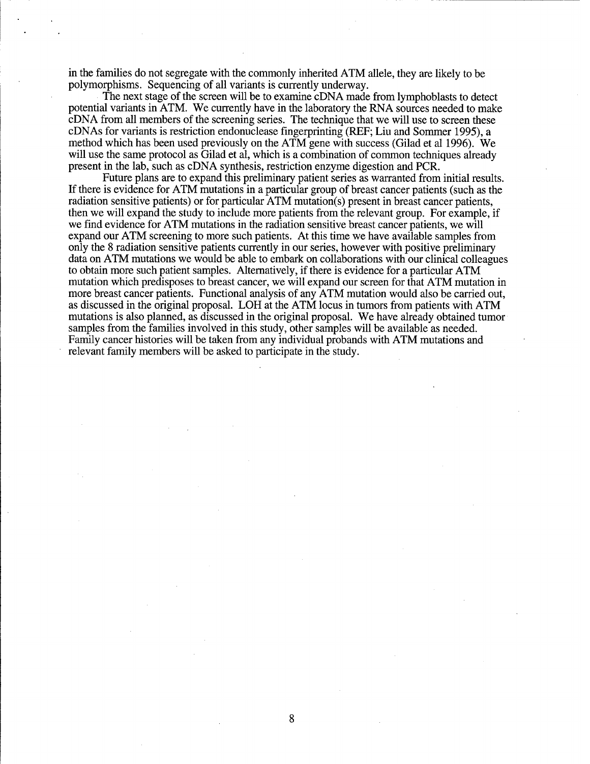in the families do not segregate with the commonly inherited ATM allele, they are likely to be polymorphisms. Sequencing of all variants is currently underway.

The next stage of the screen will be to examine cDNA made from lymphoblasts to detect potential variants in ATM. We currently have in the laboratory the RNA sources needed to make cDNA from all members of the screening series. The technique that we will use to screen these cDNAs for variants is restriction endonuclease fingerprinting (REF; Liu and Sommer 1995), a method which has been used previously on the ATM gene with success (Gilad et al 1996). We will use the same protocol as Gilad et al, which is a combination of common techniques already present in the lab, such as cDNA synthesis, restriction enzyme digestion and PCR.

Future plans are to expand this preliminary patient series as warranted from initial results. If there is evidence for ATM mutations in a particular group of breast cancer patients (such as the radiation sensitive patients) or for particular ATM mutation(s) present in breast cancer patients, then we will expand the study to include more patients from the relevant group. For example, if we find evidence for ATM mutations in the radiation sensitive breast cancer patients, we will expand our ATM screening to more such patients. At this time we have available samples from only the 8 radiation sensitive patients currently in our series, however with positive preliminary data on ATM mutations we would be able to embark on collaborations with our clinical colleagues to obtain more such patient samples. Alternatively, if there is evidence for a particular ATM mutation which predisposes to breast cancer, we will expand our screen for that ATM mutation in more breast cancer patients. Functional analysis of any ATM mutation would also be carried out, as discussed in the original proposal. LOH at the ATM locus in tumors from patients with ATM mutations is also planned, as discussed in the original proposal. We have already obtained tumor samples from the families involved in this study, other samples will be available as needed. Family cancer histories will be taken from any individual probands with ATM mutations and relevant family members will be asked to participate in the study.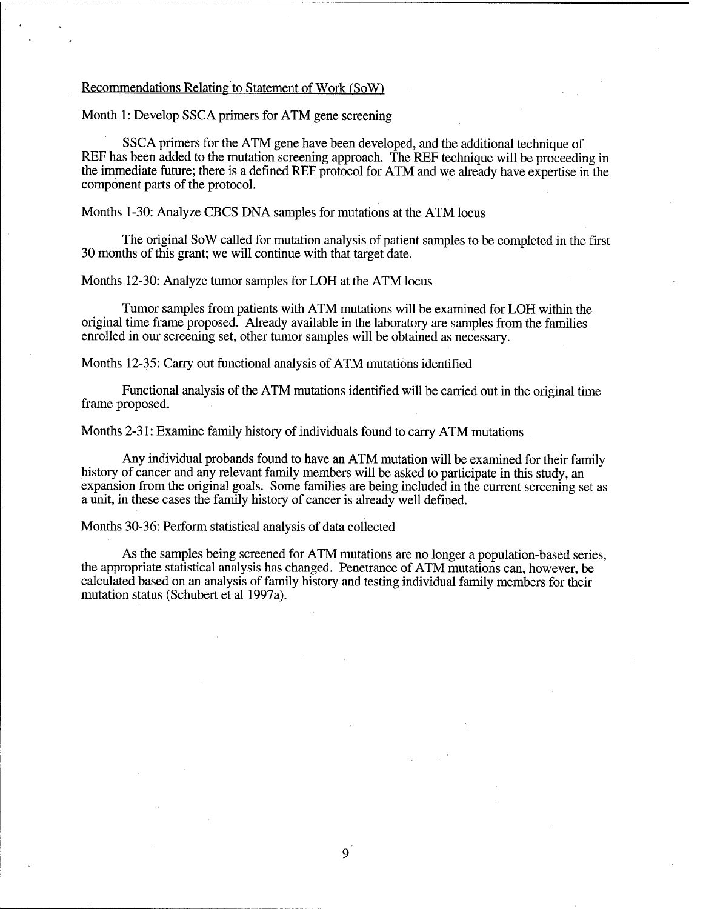## Recommendations Relating to Statement of Work (SoW)

Month 1: Develop SSCA primers for ATM gene screening

SSCA primers for the ATM gene have been developed, and the additional technique of REF has been added to the mutation screening approach. The REF technique will be proceeding in the immediate future; there is a defined REF protocol for ATM and we already have expertise in the component parts of the protocol.

Months 1-30: Analyze CBCS DNA samples for mutations at the ATM locus

The original SoW called for mutation analysis of patient samples to be completed in the first 30 months of this grant; we will continue with that target date.

Months 12-30: Analyze tumor samples for LOH at the ATM locus

Tumor samples from patients with ATM mutations will be examined for LOH within the original time frame proposed. Already available in the laboratory are samples from the families enrolled in our screening set, other tumor samples will be obtained as necessary.

Months 12-35: Carry out functional analysis of ATM mutations identified

Functional analysis of the ATM mutations identified will be carried out in the original time frame proposed.

Months 2-31: Examine family history of individuals found to carry ATM mutations

Any individual probands found to have an ATM mutation will be examined for their family history of cancer and any relevant family members will be asked to participate in this study, an expansion from the original goals. Some families are being included in the current screening set as a unit, in these cases the family history of cancer is already well defined.

Months 30-36: Perform statistical analysis of data collected

As the samples being screened for ATM mutations are no longer a population-based series, the appropriate statistical analysis has changed. Penetrance of ATM mutations can, however, be calculated based on an analysis of family history and testing individual family members for their mutation status (Schubert et al 1997a).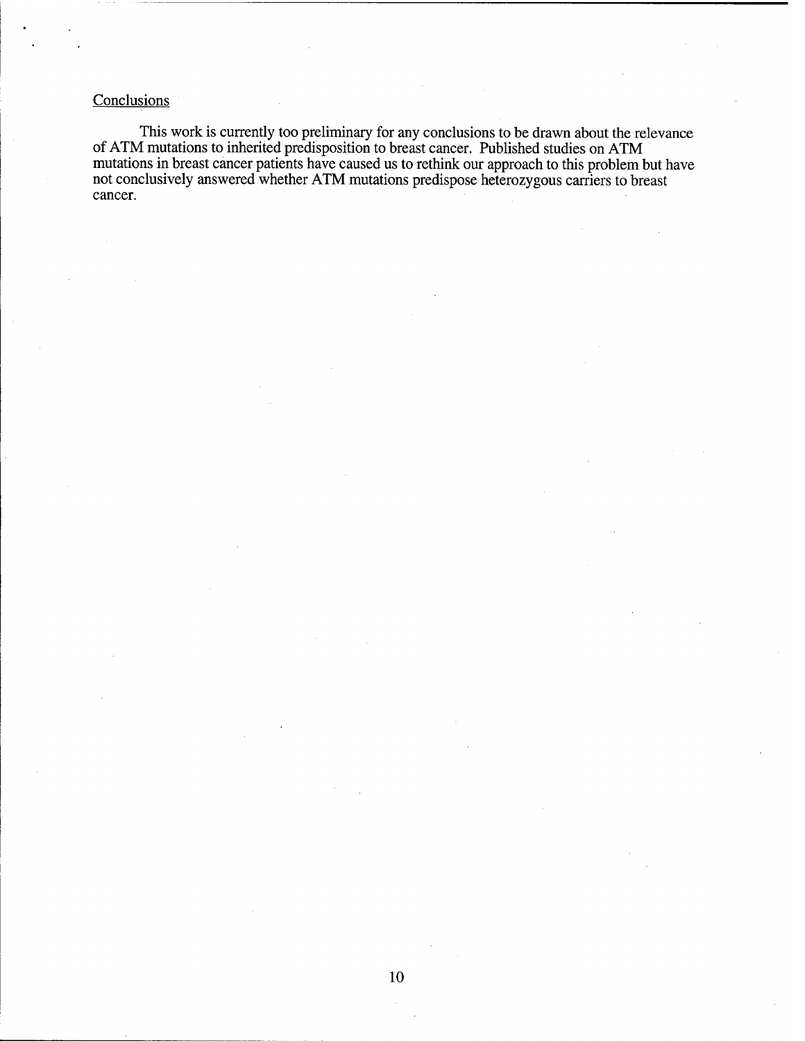## Conclusions

This work is currently too preliminary for any conclusions to be drawn about the relevance of ATM mutations to inherited predisposition to breast cancer. Published studies on ATM mutations in breast cancer patients have caused us to rethink our approach to this problem but have not conclusively answered whether ATM mutations predispose heterozygous carriers to breast cancer.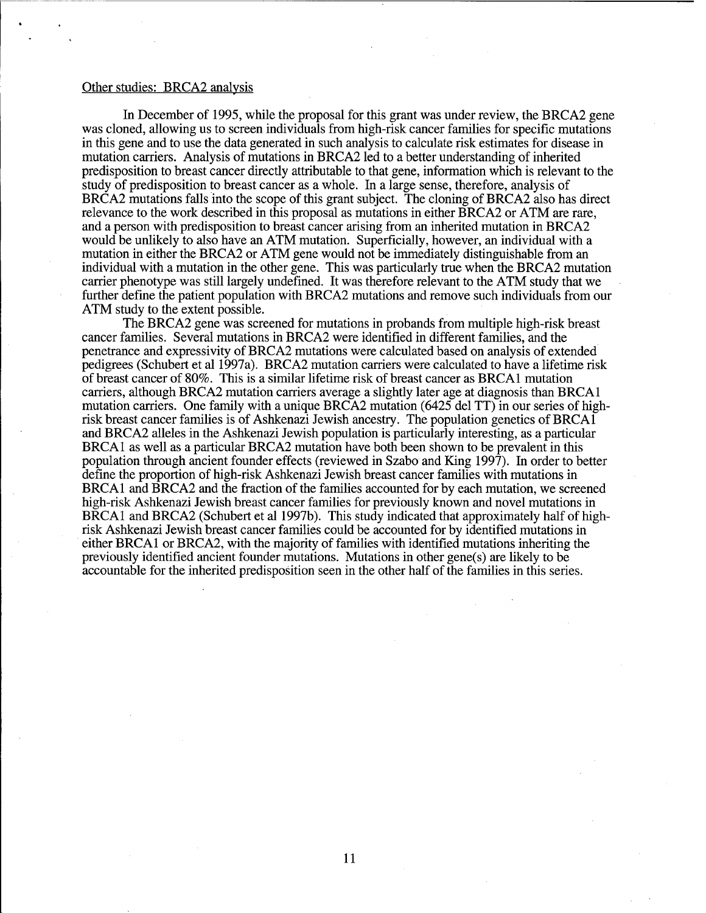Other studies: BRCA2 analysis

In December of 1995, while the proposal for this grant was under review, the BRCA2 gene was cloned, allowing us to screen individuals from high-risk cancer families for specific mutations in this gene and to use the data generated in such analysis to calculate risk estimates for disease in mutation carriers. Analysis of mutations in BRCA2 led to a better understanding of inherited predisposition to breast cancer directly attributable to that gene, information which is relevant to the study of predisposition to breast cancer as a whole. In a large sense, therefore, analysis of BRCA2 mutations falls into the scope of this grant subject. The cloning of BRCA2 also has direct relevance to the work described in this proposal as mutations in either BRCA2 or ATM are rare, and a person with predisposition to breast cancer arising from an inherited mutation in BRCA2 would be unlikely to also have an ATM mutation. Superficially, however, an individual with a mutation in either the BRCA2 or ATM gene would not be immediately distinguishable from an individual with a mutation in the other gene. This was particularly true when the BRCA2 mutation carrier phenotype was still largely undefined. It was therefore relevant to the ATM study that we further define the patient population with BRCA2 mutations and remove such individuals from our ATM study to the extent possible.

The BRCA2 gene was screened for mutations in probands from multiple high-risk breast cancer families. Several mutations in BRCA2 were identified in different families, and the penetrance and expressivity of BRCA2 mutations were calculated based on analysis of extended pedigrees (Schubert et al 1997a). BRCA2 mutation carriers were calculated to have a lifetime risk of breast cancer of 80%. This is a similar lifetime risk of breast cancer as BRCA1 mutation carriers, although BRCA2 mutation carriers average a slightly later age at diagnosis than BRCA1 mutation carriers. One family with a unique BRCA2 mutation (6425 del TT) in our series of high-risk breast cancer families is of Ashkenazi Jewish ancestry. The population genetics of BRCA1 and BRCA2 alleles in the Ashkenazi Jewish population is particularly interesting, as a particular BRCA1 as well as a particular BRCA2 mutation have both been shown to be prevalent in this population through ancient founder effects (reviewed in Szabo and King 1997). In order to better define the proportion of high-risk Ashkenazi Jewish breast cancer families with mutations in BRCA1 and BRCA2 and the fraction of the families accounted for by each mutation, we screened high-risk Ashkenazi Jewish breast cancer families for previously known and novel mutations in BRCA1 and BRCA2 (Schubert et al 1997b). This study indicated that approximately half of high-risk Ashkenazi Jewish breast cancer families could be accounted for by identified mutations in either BRCA1 or BRCA2, with the majority of families with identified mutations inheriting the previously identified ancient founder mutations. Mutations in other gene(s) are likely to be accountable for the inherited predisposition seen in the other half of the families in this series.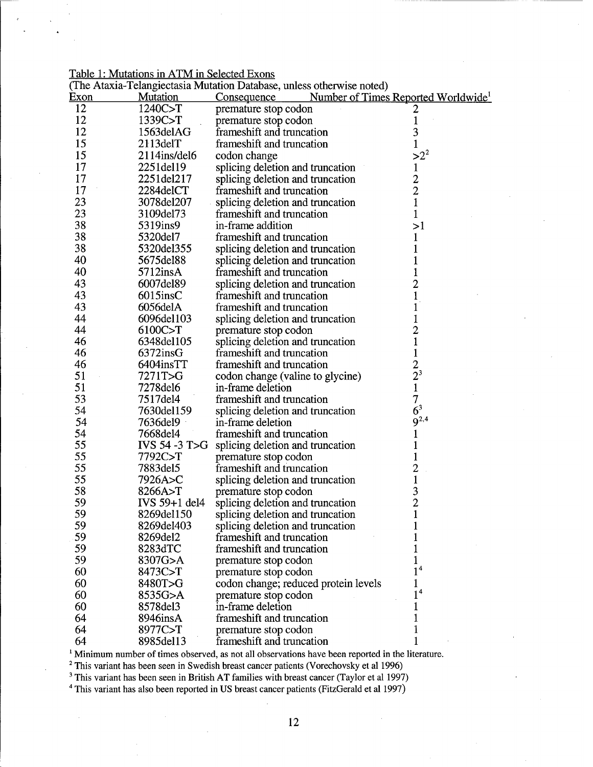Table 1: Mutations in ATM in Selected Exons

(The Ataxia-Telangiectasia Mutation Database, unless otherwise noted)

| Exon | Mutation | Consequence | Number of Times Reported Worldwide[1] |
|---|---|---|---|
| 12 | 1240C>T | premature stop codon | 2 |
| 12 | 1339C>T | premature stop codon | 1 |
| 12 | 1563delAG | frameshift and truncation | 3 |
| 15 | 2113delT | frameshift and truncation | 1 |
| 15 | 2114ins/del6 | codon change | >2[2] |
| 17 | 2251del19 | splicing deletion and truncation | 1 |
| 17 | 2251del217 | splicing deletion and truncation | 2 |
| 17 | 2284delCT | frameshift and truncation | 2 |
| 23 | 3078del207 | splicing deletion and truncation | 1 |
| 23 | 3109del73 | frameshift and truncation | 1 |
| 38 | 5319ins9 | in-frame addition | >1 |
| 38 | 5320del7 | frameshift and truncation | 1 |
| 38 | 5320del355 | splicing deletion and truncation | 1 |
| 40 | 5675del88 | splicing deletion and truncation | 1 |
| 40 | 5712insA | frameshift and truncation | 1 |
| 43 | 6007del89 | splicing deletion and truncation | 2 |
| 43 | 6015insC | frameshift and truncation | 1 |
| 43 | 6056delA | frameshift and truncation | 1 |
| 44 | 6096del103 | splicing deletion and truncation | 1 |
| 44 | 6100C>T | premature stop codon | 2 |
| 46 | 6348del105 | splicing deletion and truncation | 1 |
| 46 | 6372insG | frameshift and truncation | 1 |
| 46 | 6404insTT | frameshift and truncation | 2 |
| 51 | 7271T>G | codon change (valine to glycine) | 2[3] |
| 51 | 7278del6 | in-frame deletion | 1 |
| 53 | 7517del4 | frameshift and truncation | 7 |
| 54 | 7630del159 | splicing deletion and truncation | 6[3] |
| 54 | 7636del9 | in-frame deletion | 9[2,4] |
| 54 | 7668del4 | frameshift and truncation | 1 |
| 55 | IVS 54 -3 T>G | splicing deletion and truncation | 1 |
| 55 | 7792C>T | premature stop codon | 1 |
| 55 | 7883del5 | frameshift and truncation | 2 |
| 55 | 7926A>C | splicing deletion and truncation | 1 |
| 58 | 8266A>T | premature stop codon | 3 |
| 59 | IVS 59+1 del4 | splicing deletion and truncation | 2 |
| 59 | 8269del150 | splicing deletion and truncation | 1 |
| 59 | 8269del403 | splicing deletion and truncation | 1 |
| 59 | 8269del2 | frameshift and truncation | 1 |
| 59 | 8283dTC | frameshift and truncation | 1 |
| 59 | 8307G>A | premature stop codon | 1 |
| 60 | 8473C>T | premature stop codon | 1[4] |
| 60 | 8480T>G | codon change; reduced protein levels | 1 |
| 60 | 8535G>A | premature stop codon | 1[4] |
| 60 | 8578del3 | in-frame deletion | 1 |
| 64 | 8946insA | frameshift and truncation | 1 |
| 64 | 8977C>T | premature stop codon | 1 |
| 64 | 8985del13 | frameshift and truncation | 1 |

[1] Minimum number of times observed, as not all observations have been reported in the literature.
[2] This variant has been seen in Swedish breast cancer patients (Vorechovsky et al 1996)
[3] This variant has been seen in British AT families with breast cancer (Taylor et al 1997)
[4] This variant has also been reported in US breast cancer patients (FitzGerald et al 1997)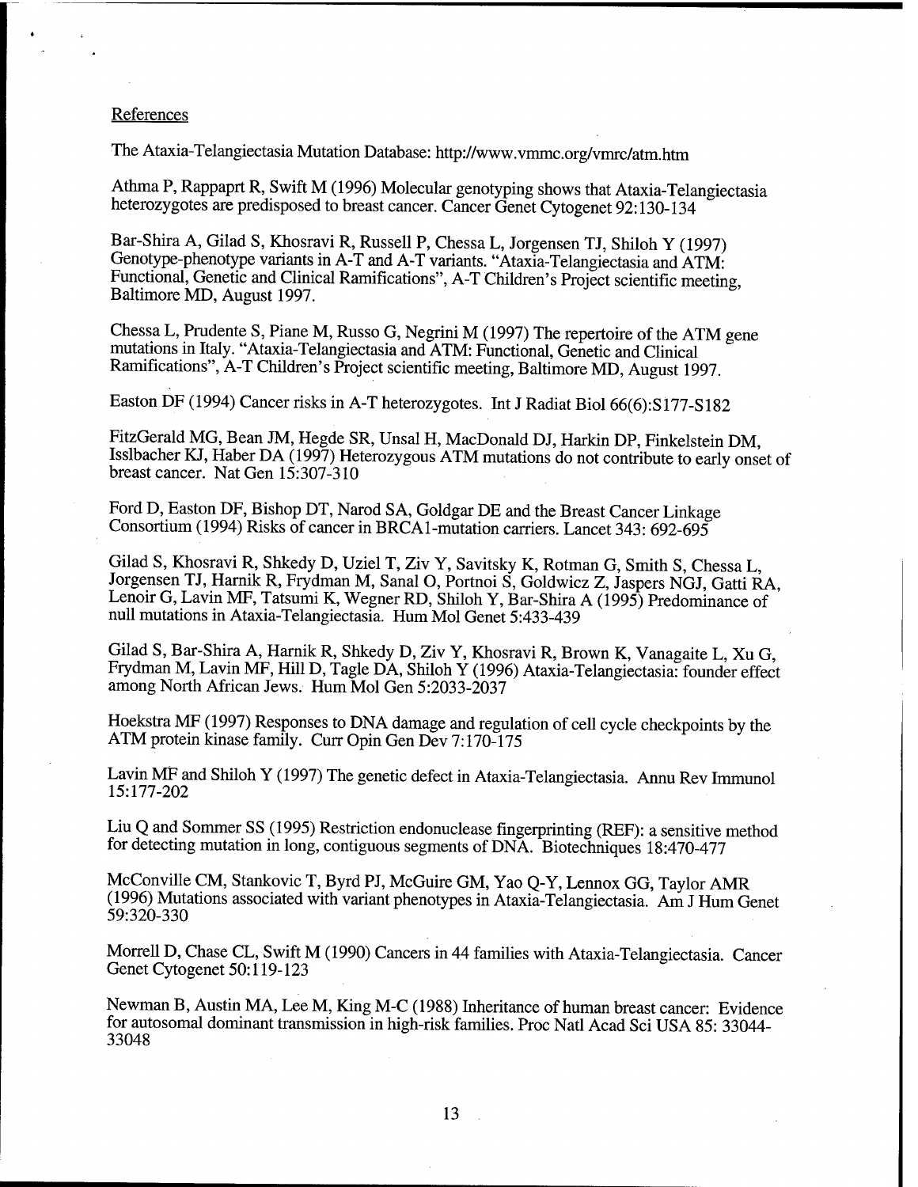References

The Ataxia-Telangiectasia Mutation Database: http://www.vmmc.org/vmrc/atm.htm

Athma P, Rappaprt R, Swift M (1996) Molecular genotyping shows that Ataxia-Telangiectasia heterozygotes are predisposed to breast cancer. Cancer Genet Cytogenet 92:130-134

Bar-Shira A, Gilad S, Khosravi R, Russell P, Chessa L, Jorgensen TJ, Shiloh Y (1997) Genotype-phenotype variants in A-T and A-T variants. "Ataxia-Telangiectasia and ATM: Functional, Genetic and Clinical Ramifications", A-T Children's Project scientific meeting, Baltimore MD, August 1997.

Chessa L, Prudente S, Piane M, Russo G, Negrini M (1997) The repertoire of the ATM gene mutations in Italy. "Ataxia-Telangiectasia and ATM: Functional, Genetic and Clinical Ramifications", A-T Children's Project scientific meeting, Baltimore MD, August 1997.

Easton DF (1994) Cancer risks in A-T heterozygotes. Int J Radiat Biol 66(6):S177-S182

FitzGerald MG, Bean JM, Hegde SR, Unsal H, MacDonald DJ, Harkin DP, Finkelstein DM, Isslbacher KJ, Haber DA (1997) Heterozygous ATM mutations do not contribute to early onset of breast cancer. Nat Gen 15:307-310

Ford D, Easton DF, Bishop DT, Narod SA, Goldgar DE and the Breast Cancer Linkage Consortium (1994) Risks of cancer in BRCA1-mutation carriers. Lancet 343: 692-695

Gilad S, Khosravi R, Shkedy D, Uziel T, Ziv Y, Savitsky K, Rotman G, Smith S, Chessa L, Jorgensen TJ, Harnik R, Frydman M, Sanal O, Portnoi S, Goldwicz Z, Jaspers NGJ, Gatti RA, Lenoir G, Lavin MF, Tatsumi K, Wegner RD, Shiloh Y, Bar-Shira A (1995) Predominance of null mutations in Ataxia-Telangiectasia. Hum Mol Genet 5:433-439

Gilad S, Bar-Shira A, Harnik R, Shkedy D, Ziv Y, Khosravi R, Brown K, Vanagaite L, Xu G, Frydman M, Lavin MF, Hill D, Tagle DA, Shiloh Y (1996) Ataxia-Telangiectasia: founder effect among North African Jews. Hum Mol Gen 5:2033-2037

Hoekstra MF (1997) Responses to DNA damage and regulation of cell cycle checkpoints by the ATM protein kinase family. Curr Opin Gen Dev 7:170-175

Lavin MF and Shiloh Y (1997) The genetic defect in Ataxia-Telangiectasia. Annu Rev Immunol 15:177-202

Liu Q and Sommer SS (1995) Restriction endonuclease fingerprinting (REF): a sensitive method for detecting mutation in long, contiguous segments of DNA. Biotechniques 18:470-477

McConville CM, Stankovic T, Byrd PJ, McGuire GM, Yao Q-Y, Lennox GG, Taylor AMR (1996) Mutations associated with variant phenotypes in Ataxia-Telangiectasia. Am J Hum Genet 59:320-330

Morrell D, Chase CL, Swift M (1990) Cancers in 44 families with Ataxia-Telangiectasia. Cancer Genet Cytogenet 50:119-123

Newman B, Austin MA, Lee M, King M-C (1988) Inheritance of human breast cancer: Evidence for autosomal dominant transmission in high-risk families. Proc Natl Acad Sci USA 85: 33044-33048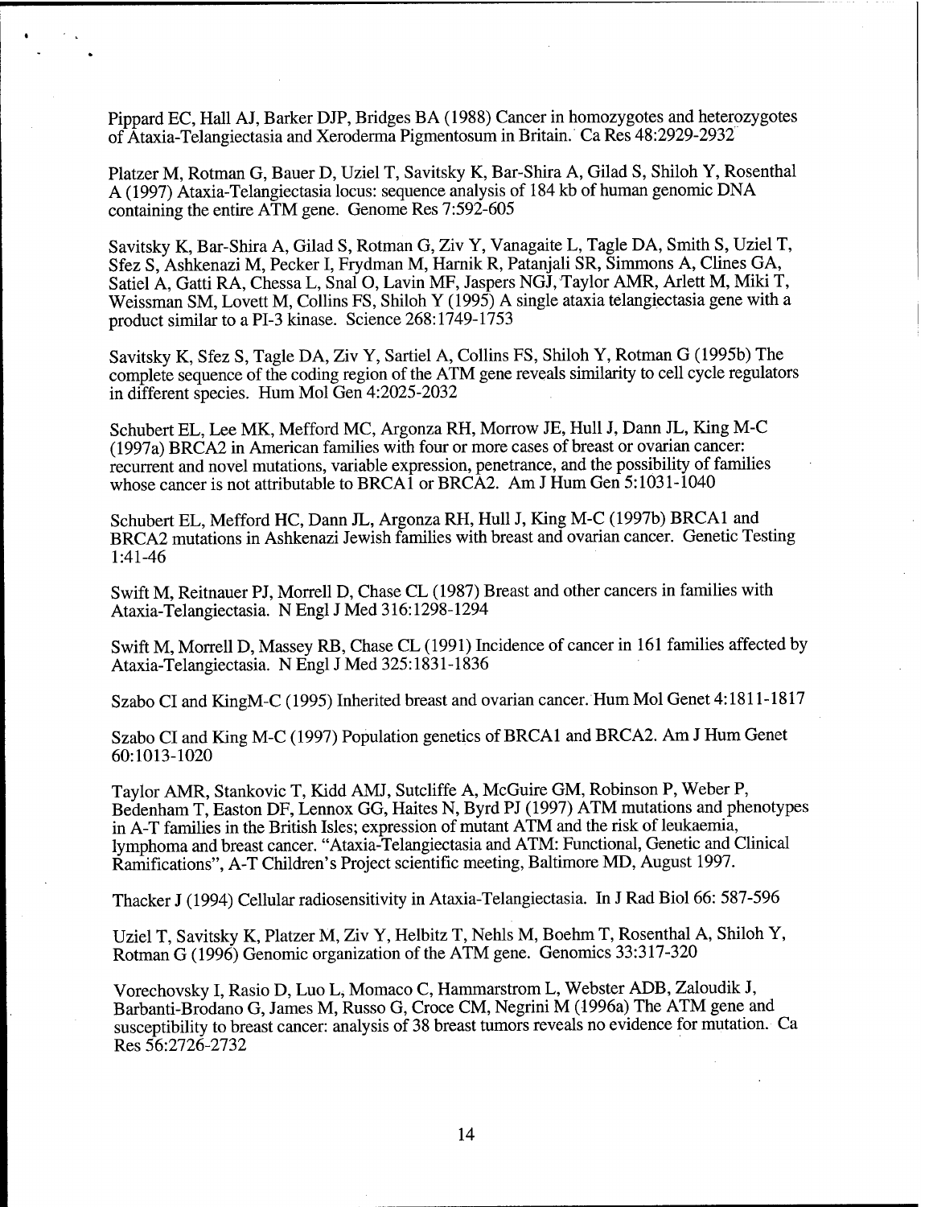Pippard EC, Hall AJ, Barker DJP, Bridges BA (1988) Cancer in homozygotes and heterozygotes of Ataxia-Telangiectasia and Xeroderma Pigmentosum in Britain. Ca Res 48:2929-2932

Platzer M, Rotman G, Bauer D, Uziel T, Savitsky K, Bar-Shira A, Gilad S, Shiloh Y, Rosenthal A (1997) Ataxia-Telangiectasia locus: sequence analysis of 184 kb of human genomic DNA containing the entire ATM gene. Genome Res 7:592-605

Savitsky K, Bar-Shira A, Gilad S, Rotman G, Ziv Y, Vanagaite L, Tagle DA, Smith S, Uziel T, Sfez S, Ashkenazi M, Pecker I, Frydman M, Harnik R, Patanjali SR, Simmons A, Clines GA, Satiel A, Gatti RA, Chessa L, Snal O, Lavin MF, Jaspers NGJ, Taylor AMR, Arlett M, Miki T, Weissman SM, Lovett M, Collins FS, Shiloh Y (1995) A single ataxia telangiectasia gene with a product similar to a PI-3 kinase. Science 268:1749-1753

Savitsky K, Sfez S, Tagle DA, Ziv Y, Sartiel A, Collins FS, Shiloh Y, Rotman G (1995b) The complete sequence of the coding region of the ATM gene reveals similarity to cell cycle regulators in different species. Hum Mol Gen 4:2025-2032

Schubert EL, Lee MK, Mefford MC, Argonza RH, Morrow JE, Hull J, Dann JL, King M-C (1997a) BRCA2 in American families with four or more cases of breast or ovarian cancer: recurrent and novel mutations, variable expression, penetrance, and the possibility of families whose cancer is not attributable to BRCA1 or BRCA2. Am J Hum Gen 5:1031-1040

Schubert EL, Mefford HC, Dann JL, Argonza RH, Hull J, King M-C (1997b) BRCA1 and BRCA2 mutations in Ashkenazi Jewish families with breast and ovarian cancer. Genetic Testing 1:41-46

Swift M, Reitnauer PJ, Morrell D, Chase CL (1987) Breast and other cancers in families with Ataxia-Telangiectasia. N Engl J Med 316:1298-1294

Swift M, Morrell D, Massey RB, Chase CL (1991) Incidence of cancer in 161 families affected by Ataxia-Telangiectasia. N Engl J Med 325:1831-1836

Szabo CI and KingM-C (1995) Inherited breast and ovarian cancer. Hum Mol Genet 4:1811-1817

Szabo CI and King M-C (1997) Population genetics of BRCA1 and BRCA2. Am J Hum Genet 60:1013-1020

Taylor AMR, Stankovic T, Kidd AMJ, Sutcliffe A, McGuire GM, Robinson P, Weber P, Bedenham T, Easton DF, Lennox GG, Haites N, Byrd PJ (1997) ATM mutations and phenotypes in A-T families in the British Isles; expression of mutant ATM and the risk of leukaemia, lymphoma and breast cancer. "Ataxia-Telangiectasia and ATM: Functional, Genetic and Clinical Ramifications", A-T Children's Project scientific meeting, Baltimore MD, August 1997.

Thacker J (1994) Cellular radiosensitivity in Ataxia-Telangiectasia. In J Rad Biol 66: 587-596

Uziel T, Savitsky K, Platzer M, Ziv Y, Helbitz T, Nehls M, Boehm T, Rosenthal A, Shiloh Y, Rotman G (1996) Genomic organization of the ATM gene. Genomics 33:317-320

Vorechovsky I, Rasio D, Luo L, Momaco C, Hammarstrom L, Webster ADB, Zaloudik J, Barbanti-Brodano G, James M, Russo G, Croce CM, Negrini M (1996a) The ATM gene and susceptibility to breast cancer: analysis of 38 breast tumors reveals no evidence for mutation. Ca Res 56:2726-2732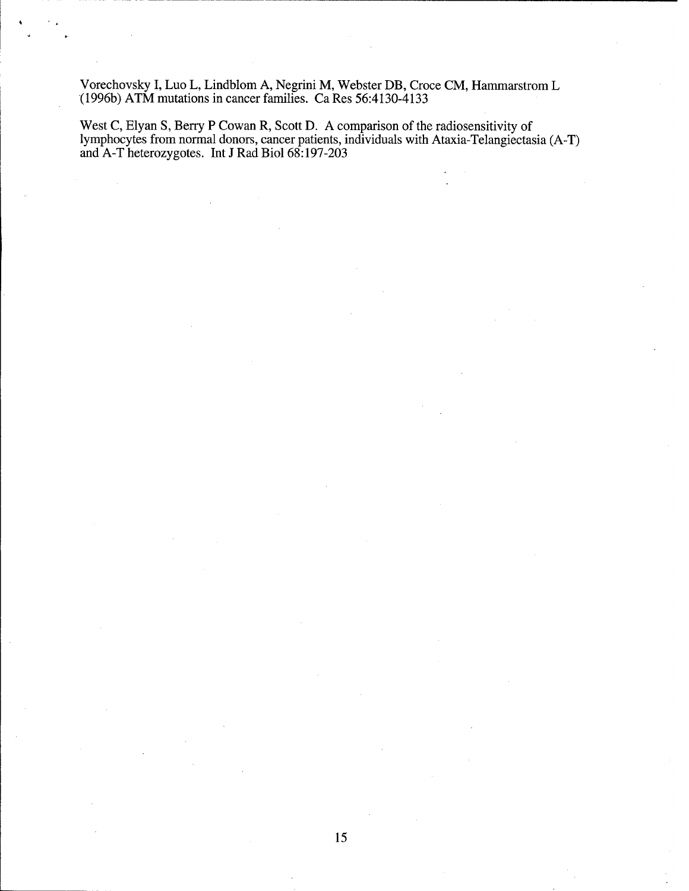Vorechovsky I, Luo L, Lindblom A, Negrini M, Webster DB, Croce CM, Hammarstrom L (1996b) ATM mutations in cancer families. Ca Res 56:4130-4133

West C, Elyan S, Berry P Cowan R, Scott D. A comparison of the radiosensitivity of lymphocytes from normal donors, cancer patients, individuals with Ataxia-Telangiectasia (A-T) and A-T heterozygotes. Int J Rad Biol 68:197-203